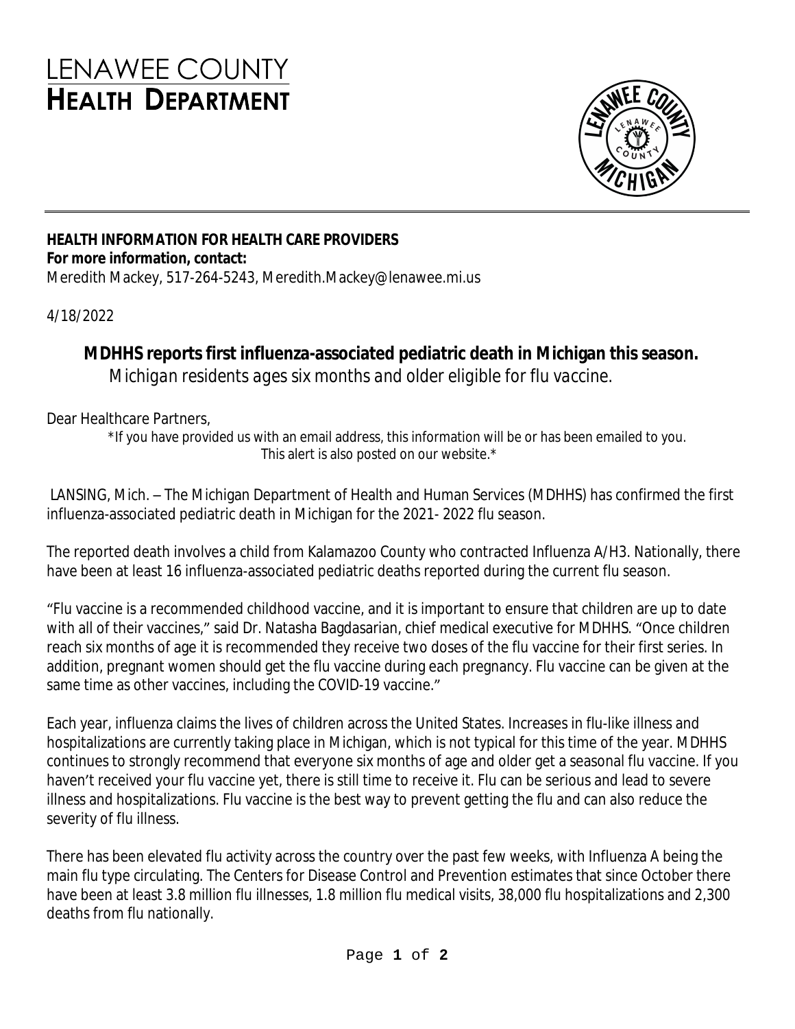# LENAWEE COUNTY HEALTH DEPARTMENT

**HEALTH INFORMATION FOR HEALTH CARE PROVIDERS**
**For more information, contact:**
Meredith Mackey, 517-264-5243, Meredith.Mackey@lenawee.mi.us

4/18/2022

## MDHHS reports first influenza-associated pediatric death in Michigan this season.

*Michigan residents ages six months and older eligible for flu vaccine.*

Dear Healthcare Partners,

*If you have provided us with an email address, this information will be or has been emailed to you. This alert is also posted on our website.*

LANSING, Mich. – The Michigan Department of Health and Human Services (MDHHS) has confirmed the first influenza-associated pediatric death in Michigan for the 2021- 2022 flu season.

The reported death involves a child from Kalamazoo County who contracted Influenza A/H3. Nationally, there have been at least 16 influenza-associated pediatric deaths reported during the current flu season.

"Flu vaccine is a recommended childhood vaccine, and it is important to ensure that children are up to date with all of their vaccines," said Dr. Natasha Bagdasarian, chief medical executive for MDHHS. "Once children reach six months of age it is recommended they receive two doses of the flu vaccine for their first series. In addition, pregnant women should get the flu vaccine during each pregnancy. Flu vaccine can be given at the same time as other vaccines, including the COVID-19 vaccine."

Each year, influenza claims the lives of children across the United States. Increases in flu-like illness and hospitalizations are currently taking place in Michigan, which is not typical for this time of the year. MDHHS continues to strongly recommend that everyone six months of age and older get a seasonal flu vaccine. If you haven't received your flu vaccine yet, there is still time to receive it. Flu can be serious and lead to severe illness and hospitalizations. Flu vaccine is the best way to prevent getting the flu and can also reduce the severity of flu illness.

There has been elevated flu activity across the country over the past few weeks, with Influenza A being the main flu type circulating. The Centers for Disease Control and Prevention estimates that since October there have been at least 3.8 million flu illnesses, 1.8 million flu medical visits, 38,000 flu hospitalizations and 2,300 deaths from flu nationally.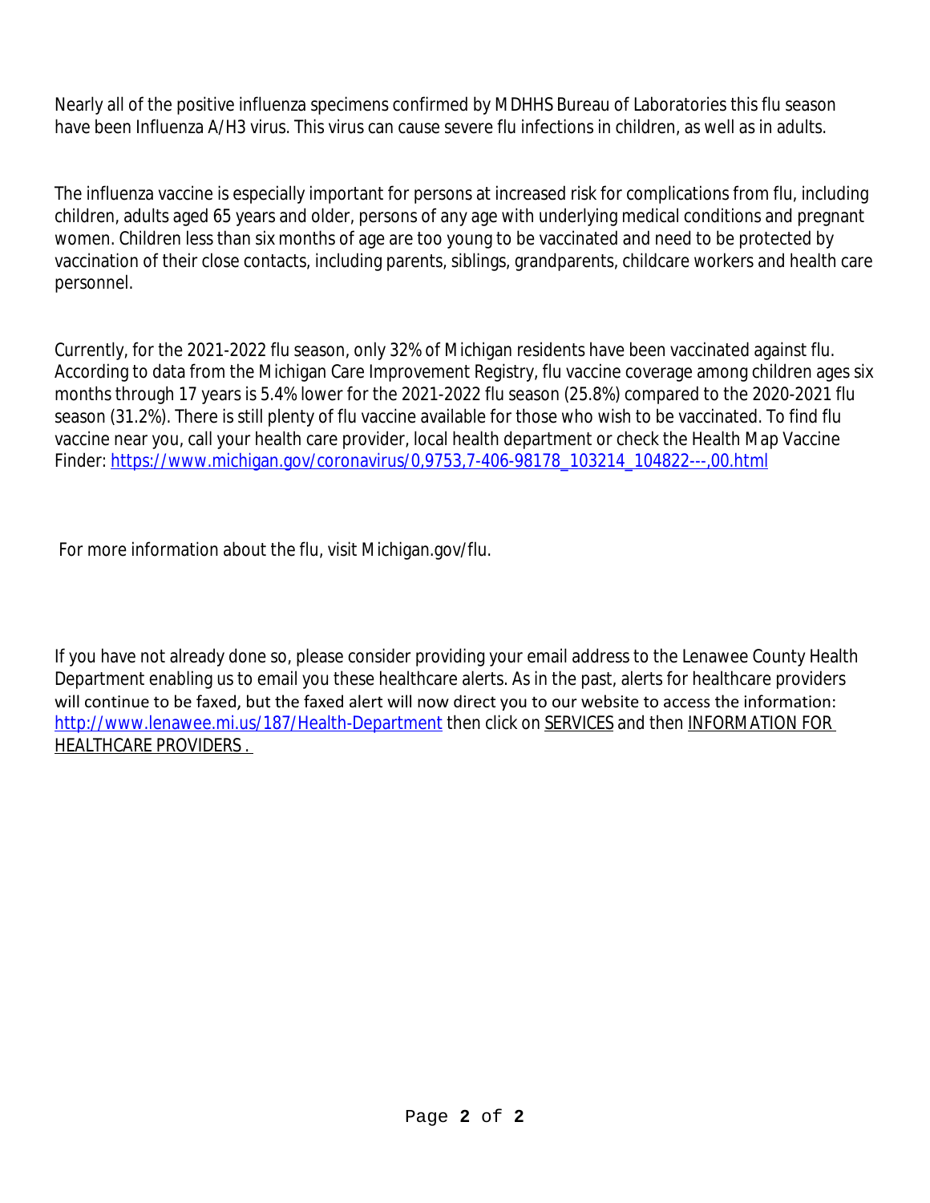Nearly all of the positive influenza specimens confirmed by MDHHS Bureau of Laboratories this flu season have been Influenza A/H3 virus. This virus can cause severe flu infections in children, as well as in adults.

The influenza vaccine is especially important for persons at increased risk for complications from flu, including children, adults aged 65 years and older, persons of any age with underlying medical conditions and pregnant women. Children less than six months of age are too young to be vaccinated and need to be protected by vaccination of their close contacts, including parents, siblings, grandparents, childcare workers and health care personnel.

Currently, for the 2021-2022 flu season, only 32% of Michigan residents have been vaccinated against flu. According to data from the Michigan Care Improvement Registry, flu vaccine coverage among children ages six months through 17 years is 5.4% lower for the 2021-2022 flu season (25.8%) compared to the 2020-2021 flu season (31.2%). There is still plenty of flu vaccine available for those who wish to be vaccinated. To find flu vaccine near you, call your health care provider, local health department or check the Health Map Vaccine Finder: [https://www.michigan.gov/coronavirus/0,9753,7-406-98178_103214_104822---,00.html](https://www.michigan.gov/coronavirus/0,9753,7-406-98178_103214_104822---,00.html)

For more information about the flu, visit Michigan.gov/flu.

If you have not already done so, please consider providing your email address to the Lenawee County Health Department enabling us to email you these healthcare alerts. As in the past, alerts for healthcare providers will continue to be faxed, but the faxed alert will now direct you to our website to access the information: [http://www.lenawee.mi.us/187/Health-Department](http://www.lenawee.mi.us/187/Health-Department) then click on SERVICES and then INFORMATION FOR HEALTHCARE PROVIDERS .